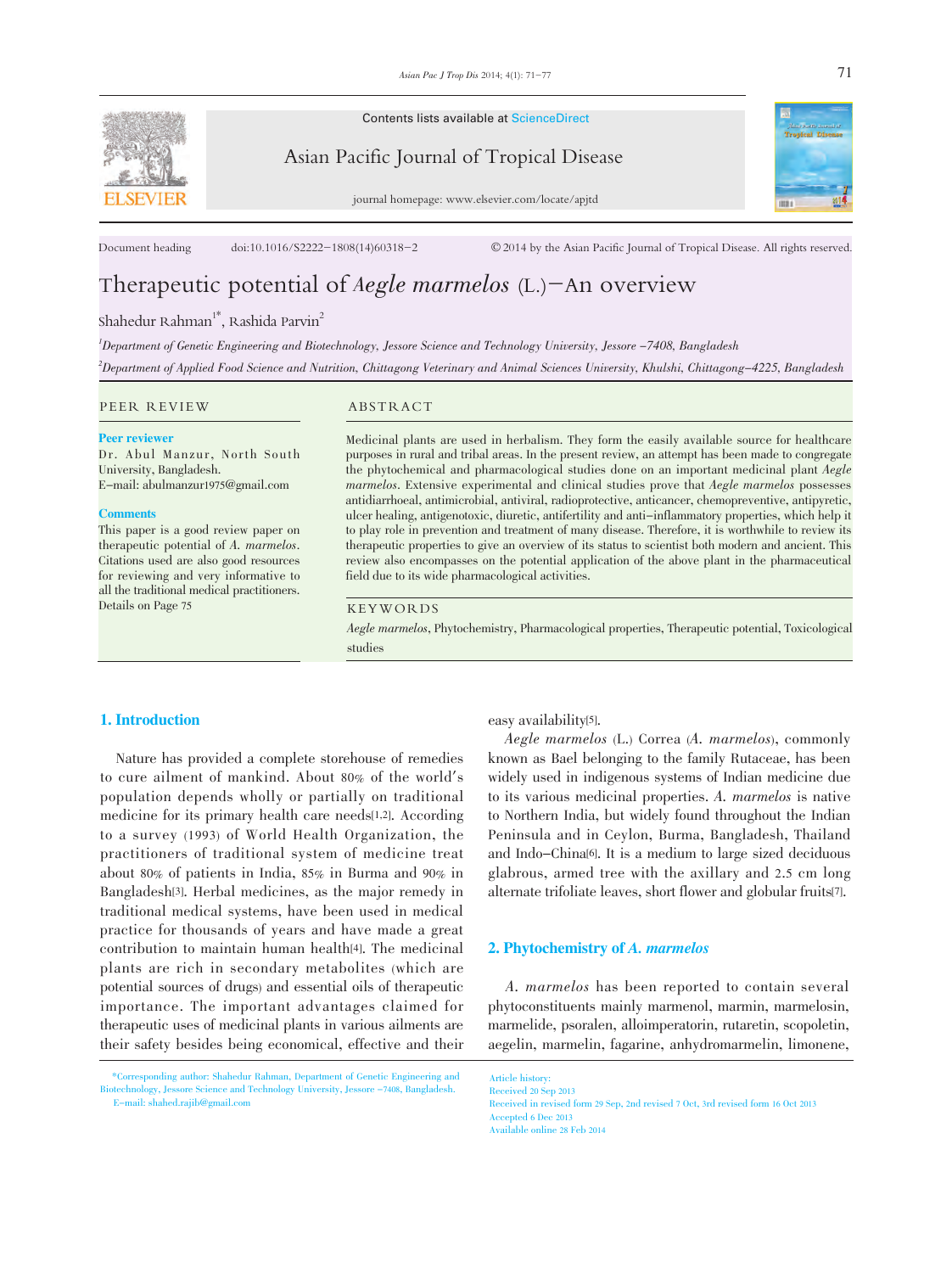Document heading doi:10.1016/S2222-1808(14)60318-2 © 2014 by the Asian Pacific Journal of Tropical Disease. All rights reserved.

# Therapeutic potential of *Aegle marmelos* (L.)–An overview

Shahedur Rahman[1*], Rashida Parvin[2]

[1]*Department of Genetic Engineering and Biotechnology, Jessore Science and Technology University, Jessore –7408, Bangladesh*

[2]*Department of Applied Food Science and Nutrition, Chittagong Veterinary and Animal Sciences University, Khulshi, Chittagong–4225, Bangladesh*

## PEER REVIEW

**Peer reviewer**

Dr. Abul Manzur, North South University, Bangladesh.
E-mail: abulmanzur1975@gmail.com

**Comments**

This paper is a good review paper on therapeutic potential of *A. marmelos*. Citations used are also good resources for reviewing and very informative to all the traditional medical practitioners.
Details on Page 75

## ABSTRACT

Medicinal plants are used in herbalism. They form the easily available source for healthcare purposes in rural and tribal areas. In the present review, an attempt has been made to congregate the phytochemical and pharmacological studies done on an important medicinal plant *Aegle marmelos*. Extensive experimental and clinical studies prove that *Aegle marmelos* possesses antidiarrhoeal, antimicrobial, antiviral, radioprotective, anticancer, chemopreventive, antipyretic, ulcer healing, antigenotoxic, diuretic, antifertility and anti-inflammatory properties, which help it to play role in prevention and treatment of many disease. Therefore, it is worthwhile to review its therapeutic properties to give an overview of its status to scientist both modern and ancient. This review also encompasses on the potential application of the above plant in the pharmaceutical field due to its wide pharmacological activities.

## KEYWORDS

*Aegle marmelos*, Phytochemistry, Pharmacological properties, Therapeutic potential, Toxicological studies

## 1. Introduction

Nature has provided a complete storehouse of remedies to cure ailment of mankind. About 80% of the world's population depends wholly or partially on traditional medicine for its primary health care needs[1,2]. According to a survey (1993) of World Health Organization, the practitioners of traditional system of medicine treat about 80% of patients in India, 85% in Burma and 90% in Bangladesh[3]. Herbal medicines, as the major remedy in traditional medical systems, have been used in medical practice for thousands of years and have made a great contribution to maintain human health[4]. The medicinal plants are rich in secondary metabolites (which are potential sources of drugs) and essential oils of therapeutic importance. The important advantages claimed for therapeutic uses of medicinal plants in various ailments are their safety besides being economical, effective and their easy availability[5].

*Aegle marmelos* (L.) Correa (*A. marmelos*), commonly known as Bael belonging to the family Rutaceae, has been widely used in indigenous systems of Indian medicine due to its various medicinal properties. *A. marmelos* is native to Northern India, but widely found throughout the Indian Peninsula and in Ceylon, Burma, Bangladesh, Thailand and Indo-China[6]. It is a medium to large sized deciduous glabrous, armed tree with the axillary and 2.5 cm long alternate trifoliate leaves, short flower and globular fruits[7].

## 2. Phytochemistry of *A. marmelos*

*A. marmelos* has been reported to contain several phytoconstituents mainly marmenol, marmin, marmelosin, marmelide, psoralen, alloimperatorin, rutaretin, scopoletin, aegelin, marmelin, fagarine, anhydromarmelin, limonene,

\*Corresponding author: Shahedur Rahman, Department of Genetic Engineering and Biotechnology, Jessore Science and Technology University, Jessore –7408, Bangladesh.
E-mail: shahed.rajib@gmail.com

Article history:
Received 20 Sep 2013
Received in revised form 29 Sep, 2nd revised 7 Oct, 3rd revised form 16 Oct 2013
Accepted 6 Dec 2013
Available online 28 Feb 2014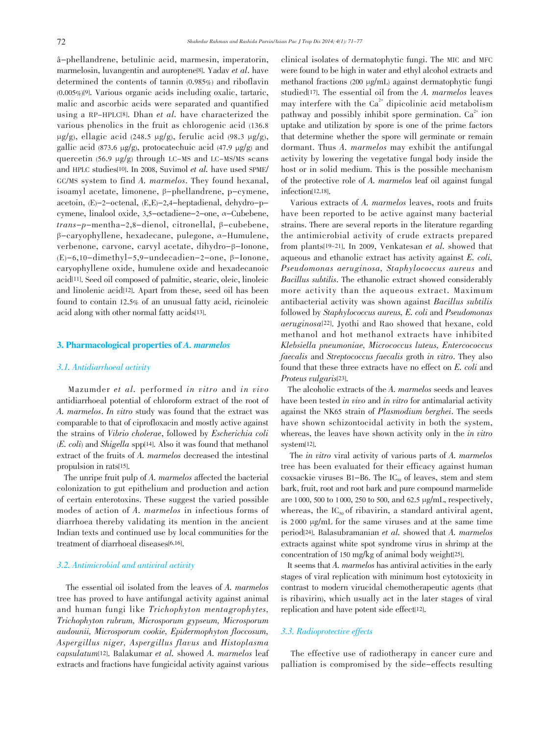â-phellandrene, betulinic acid, marmesin, imperatorin, marmelosin, luvangentin and auroptene[8]. Yadav *et al*. have determined the contents of tannin (0.985%) and riboflavin (0.005%)[9]. Various organic acids including oxalic, tartaric, malic and ascorbic acids were separated and quantified using a RP-HPLC[8]. Dhan *et al*. have characterized the various phenolics in the fruit as chlorogenic acid (136.8 μg/g), ellagic acid (248.5 μg/g), ferulic acid (98.3 μg/g), gallic acid (873.6 μg/g), protocatechuic acid (47.9 μg/g) and quercetin (56.9 μg/g) through LC-MS and LC-MS/MS scans and HPLC studies[10]. In 2008, Suvimol *et al*. have used SPME/GC/MS system to find *A. marmelos*. They found hexanal, isoamyl acetate, limonene, β-phellandrene, p-cymene, acetoin, (E)-2-octenal, (E,E)-2,4-heptadienal, dehydro-p-cymene, linalool oxide, 3,5-octadiene-2-one, α-Cubebene, *trans*-*p*-mentha-2,8-dienol, citronellal, β-cubebene, β-caryophyllene, hexadecane, pulegone, α-Humulene, verbenone, carvone, carvyl acetate, dihydro-β-Ionone, (E)-6,10-dimethyl-5,9-undecadien-2-one, β-Ionone, caryophyllene oxide, humulene oxide and hexadecanoic acid[11]. Seed oil composed of palmitic, stearic, oleic, linoleic and linolenic acid[12]. Apart from these, seed oil has been found to contain 12.5% of an unusual fatty acid, ricinoleic acid along with other normal fatty acids[13].

## 3. Pharmacological properties of *A. marmelos*

### 3.1. Antidiarrhoeal activity

Mazumder *et al*. performed *in vitro* and *in vivo* antidiarrhoeal potential of chloroform extract of the root of *A. marmelos*. *In vitro* study was found that the extract was comparable to that of ciprofloxacin and mostly active against the strains of *Vibrio cholerae*, followed by *Escherichia coli* (*E. coli*) and *Shigella* spp[14]. Also it was found that methanol extract of the fruits of *A. marmelos* decreased the intestinal propulsion in rats[15].

The unripe fruit pulp of *A. marmelos* affected the bacterial colonization to gut epithelium and production and action of certain enterotoxins. These suggest the varied possible modes of action of *A. marmelos* in infectious forms of diarrhoea thereby validating its mention in the ancient Indian texts and continued use by local communities for the treatment of diarrhoeal diseases[6,16].

### 3.2. Antimicrobial and antiviral activity

The essential oil isolated from the leaves of *A. marmelos* tree has proved to have antifungal activity against animal and human fungi like *Trichophyton mentagrophytes, Trichophyton rubrum, Microsporum gypseum, Microsporum audounii, Microsporum cookie, Epidermophyton floccosum, Aspergillus niger, Aspergillus flavus* and *Histoplasma capsulatum*[12]. Balakumar *et al*. showed *A. marmelos* leaf extracts and fractions have fungicidal activity against various clinical isolates of dermatophytic fungi. The MIC and MFC were found to be high in water and ethyl alcohol extracts and methanol fractions (200 μg/mL) against dermatophytic fungi studied[17]. The essential oil from the *A. marmelos* leaves may interfere with the $Ca^{2+}$ dipicolinic acid metabolism pathway and possibly inhibit spore germination. $Ca^{2+}$ ion uptake and utilization by spore is one of the prime factors that determine whether the spore will germinate or remain dormant. Thus *A. marmelos* may exhibit the antifungal activity by lowering the vegetative fungal body inside the host or in solid medium. This is the possible mechanism of the protective role of *A. marmelos* leaf oil against fungal infection[12,18].

Various extracts of *A. marmelos* leaves, roots and fruits have been reported to be active against many bacterial strains. There are several reports in the literature regarding the antimicrobial activity of crude extracts prepared from plants[19-21]. In 2009, Venkatesan *et al*. showed that aqueous and ethanolic extract has activity against *E. coli, Pseudomonas aeruginosa, Staphylococcus aureus* and *Bacillus subtilis*. The ethanolic extract showed considerably more activity than the aqueous extract. Maximum antibacterial activity was shown against *Bacillus subtilis* followed by *Staphylococcus aureus, E. coli* and *Pseudomonas aeruginosa*[22]. Jyothi and Rao showed that hexane, cold methanol and hot methanol extracts have inhibited *Klebsiella pneumoniae, Micrococcus luteus, Entercococcus faecalis* and *Streptococcus faecalis* groth *in vitro*. They also found that these three extracts have no effect on *E. coli* and *Proteus vulgaris*[23].

The alcoholic extracts of the *A. marmelos* seeds and leaves have been tested *in vivo* and *in vitro* for antimalarial activity against the NK65 strain of *Plasmodium berghei*. The seeds have shown schizontocidal activity in both the system, whereas, the leaves have shown activity only in the *in vitro* system[12].

The *in vitro* viral activity of various parts of *A. marmelos* tree has been evaluated for their efficacy against human coxsackie viruses B1-B6. The $IC_{50}$ of leaves, stem and stem bark, fruit, root and root bark and pure compound marmelide are 1 000, 500 to 1 000, 250 to 500, and 62.5 μg/mL, respectively, whereas, the $IC_{50}$ of ribavirin, a standard antiviral agent, is 2 000 μg/mL for the same viruses and at the same time period[24]. Balasubramanian *et al*. showed that *A. marmelos* extracts against white spot syndrome virus in shrimp at the concentration of 150 mg/kg of animal body weight[25].

It seems that *A. marmelos* has antiviral activities in the early stages of viral replication with minimum host cytotoxicity in contrast to modern virucidal chemotherapeutic agents (that is ribavirin), which usually act in the later stages of viral replication and have potent side effect[12].

### 3.3. Radioprotective effects

The effective use of radiotherapy in cancer cure and palliation is compromised by the side-effects resulting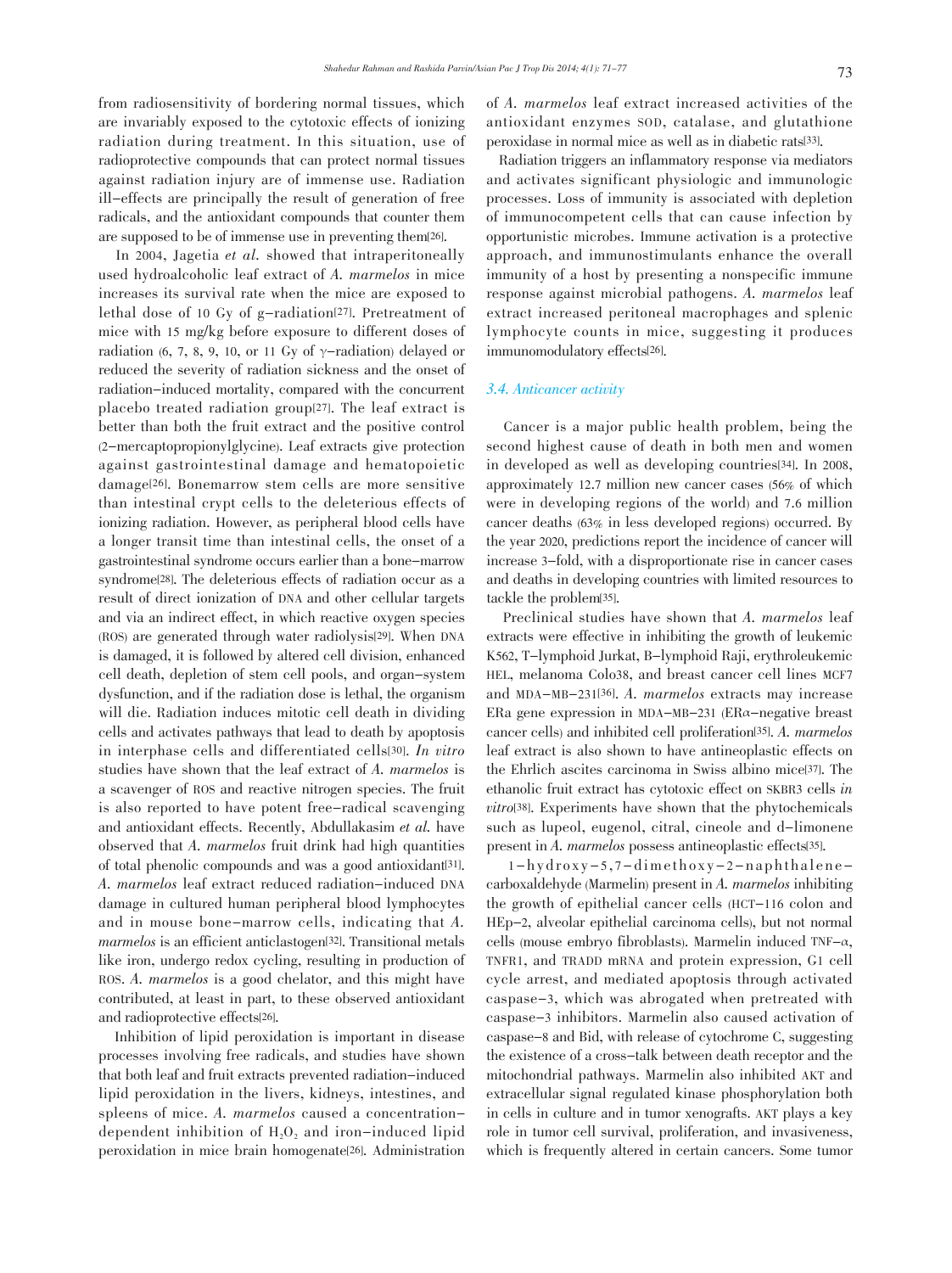from radiosensitivity of bordering normal tissues, which are invariably exposed to the cytotoxic effects of ionizing radiation during treatment. In this situation, use of radioprotective compounds that can protect normal tissues against radiation injury are of immense use. Radiation ill-effects are principally the result of generation of free radicals, and the antioxidant compounds that counter them are supposed to be of immense use in preventing them[26].

In 2004, Jagetia *et al.* showed that intraperitoneally used hydroalcoholic leaf extract of *A. marmelos* in mice increases its survival rate when the mice are exposed to lethal dose of 10 Gy of g-radiation[27]. Pretreatment of mice with 15 mg/kg before exposure to different doses of radiation (6, 7, 8, 9, 10, or 11 Gy of $\gamma$-radiation) delayed or reduced the severity of radiation sickness and the onset of radiation-induced mortality, compared with the concurrent placebo treated radiation group[27]. The leaf extract is better than both the fruit extract and the positive control (2-mercaptopropionylglycine). Leaf extracts give protection against gastrointestinal damage and hematopoietic damage[26]. Bonemarrow stem cells are more sensitive than intestinal crypt cells to the deleterious effects of ionizing radiation. However, as peripheral blood cells have a longer transit time than intestinal cells, the onset of a gastrointestinal syndrome occurs earlier than a bone-marrow syndrome[28]. The deleterious effects of radiation occur as a result of direct ionization of DNA and other cellular targets and via an indirect effect, in which reactive oxygen species (ROS) are generated through water radiolysis[29]. When DNA is damaged, it is followed by altered cell division, enhanced cell death, depletion of stem cell pools, and organ-system dysfunction, and if the radiation dose is lethal, the organism will die. Radiation induces mitotic cell death in dividing cells and activates pathways that lead to death by apoptosis in interphase cells and differentiated cells[30]. *In vitro* studies have shown that the leaf extract of *A. marmelos* is a scavenger of ROS and reactive nitrogen species. The fruit is also reported to have potent free-radical scavenging and antioxidant effects. Recently, Abdullakasim *et al.* have observed that *A. marmelos* fruit drink had high quantities of total phenolic compounds and was a good antioxidant[31]. *A. marmelos* leaf extract reduced radiation-induced DNA damage in cultured human peripheral blood lymphocytes and in mouse bone-marrow cells, indicating that *A. marmelos* is an efficient anticlastogen[32]. Transitional metals like iron, undergo redox cycling, resulting in production of ROS. *A. marmelos* is a good chelator, and this might have contributed, at least in part, to these observed antioxidant and radioprotective effects[26].

Inhibition of lipid peroxidation is important in disease processes involving free radicals, and studies have shown that both leaf and fruit extracts prevented radiation-induced lipid peroxidation in the livers, kidneys, intestines, and spleens of mice. *A. marmelos* caused a concentration-dependent inhibition of $H_2O_2$ and iron-induced lipid peroxidation in mice brain homogenate[26]. Administration of *A. marmelos* leaf extract increased activities of the antioxidant enzymes SOD, catalase, and glutathione peroxidase in normal mice as well as in diabetic rats[33].

Radiation triggers an inflammatory response via mediators and activates significant physiologic and immunologic processes. Loss of immunity is associated with depletion of immunocompetent cells that can cause infection by opportunistic microbes. Immune activation is a protective approach, and immunostimulants enhance the overall immunity of a host by presenting a nonspecific immune response against microbial pathogens. *A. marmelos* leaf extract increased peritoneal macrophages and splenic lymphocyte counts in mice, suggesting it produces immunomodulatory effects[26].

### 3.4. Anticancer activity

Cancer is a major public health problem, being the second highest cause of death in both men and women in developed as well as developing countries[34]. In 2008, approximately 12.7 million new cancer cases (56% of which were in developing regions of the world) and 7.6 million cancer deaths (63% in less developed regions) occurred. By the year 2020, predictions report the incidence of cancer will increase 3-fold, with a disproportionate rise in cancer cases and deaths in developing countries with limited resources to tackle the problem[35].

Preclinical studies have shown that *A. marmelos* leaf extracts were effective in inhibiting the growth of leukemic K562, T-lymphoid Jurkat, B-lymphoid Raji, erythroleukemic HEL, melanoma Colo38, and breast cancer cell lines MCF7 and MDA-MB-231[36]. *A. marmelos* extracts may increase ERa gene expression in MDA-MB-231 (ERα-negative breast cancer cells) and inhibited cell proliferation[35]. *A. marmelos* leaf extract is also shown to have antineoplastic effects on the Ehrlich ascites carcinoma in Swiss albino mice[37]. The ethanolic fruit extract has cytotoxic effect on SKBR3 cells *in vitro*[38]. Experiments have shown that the phytochemicals such as lupeol, eugenol, citral, cineole and d-limonene present in *A. marmelos* possess antineoplastic effects[35].

1-hydroxy-5,7-dimethoxy-2-naphthalene-carboxaldehyde (Marmelin) present in *A. marmelos* inhibiting the growth of epithelial cancer cells (HCT-116 colon and HEp-2, alveolar epithelial carcinoma cells), but not normal cells (mouse embryo fibroblasts). Marmelin induced TNF-α, TNFR1, and TRADD mRNA and protein expression, G1 cell cycle arrest, and mediated apoptosis through activated caspase-3, which was abrogated when pretreated with caspase-3 inhibitors. Marmelin also caused activation of caspase-8 and Bid, with release of cytochrome C, suggesting the existence of a cross-talk between death receptor and the mitochondrial pathways. Marmelin also inhibited AKT and extracellular signal regulated kinase phosphorylation both in cells in culture and in tumor xenografts. AKT plays a key role in tumor cell survival, proliferation, and invasiveness, which is frequently altered in certain cancers. Some tumor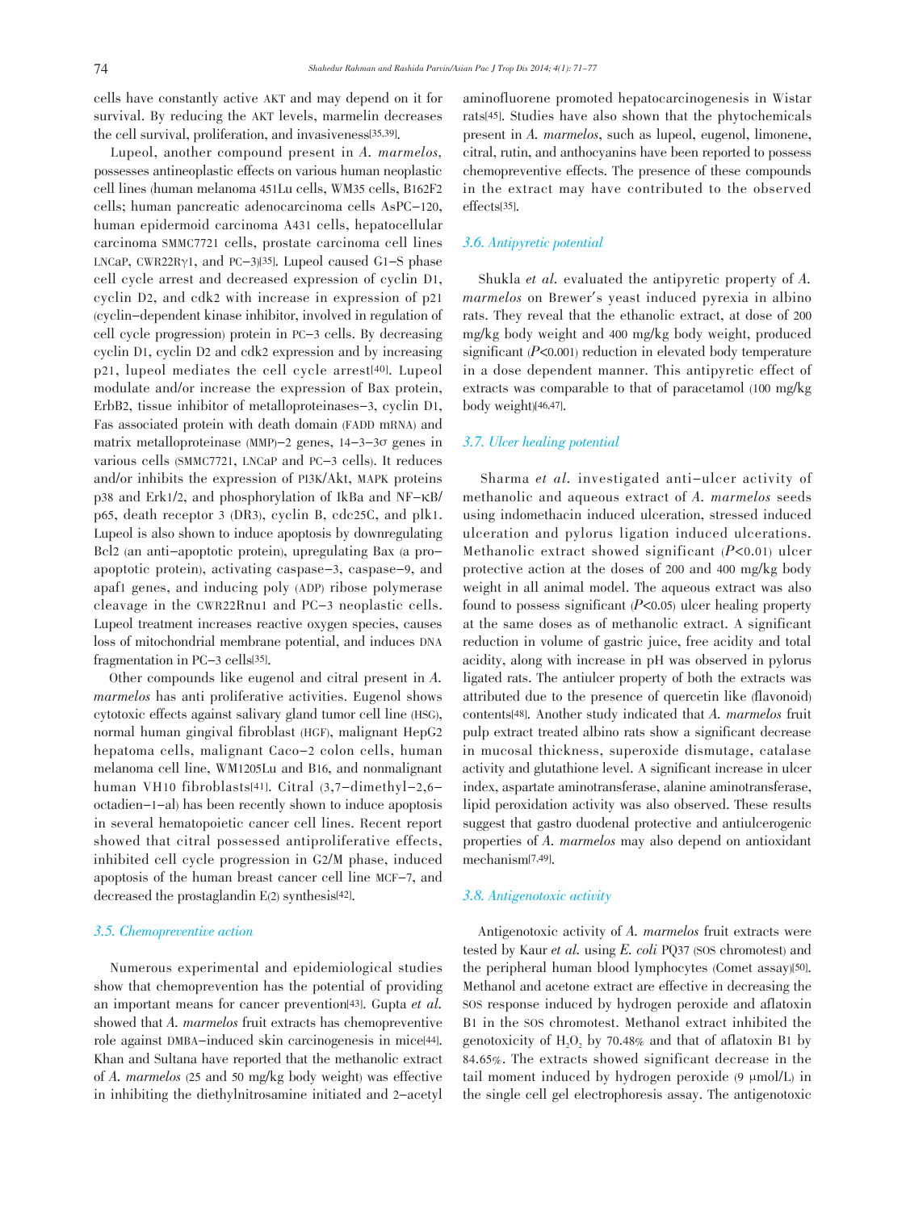cells have constantly active AKT and may depend on it for survival. By reducing the AKT levels, marmelin decreases the cell survival, proliferation, and invasiveness[35,39].

Lupeol, another compound present in *A. marmelos*, possesses antineoplastic effects on various human neoplastic cell lines (human melanoma 451Lu cells, WM35 cells, B162F2 cells; human pancreatic adenocarcinoma cells AsPC-120, human epidermoid carcinoma A431 cells, hepatocellular carcinoma SMMC7721 cells, prostate carcinoma cell lines LNCaP, CWR22Rγ1, and PC-3)[35]. Lupeol caused G1-S phase cell cycle arrest and decreased expression of cyclin D1, cyclin D2, and cdk2 with increase in expression of p21 (cyclin-dependent kinase inhibitor, involved in regulation of cell cycle progression) protein in PC-3 cells. By decreasing cyclin D1, cyclin D2 and cdk2 expression and by increasing p21, lupeol mediates the cell cycle arrest[40]. Lupeol modulate and/or increase the expression of Bax protein, ErbB2, tissue inhibitor of metalloproteinases-3, cyclin D1, Fas associated protein with death domain (FADD mRNA) and matrix metalloproteinase (MMP)-2 genes, 14-3-3σ genes in various cells (SMMC7721, LNCaP and PC-3 cells). It reduces and/or inhibits the expression of PI3K/Akt, MAPK proteins p38 and Erk1/2, and phosphorylation of IkBa and NF-κB/p65, death receptor 3 (DR3), cyclin B, cdc25C, and plk1. Lupeol is also shown to induce apoptosis by downregulating Bcl2 (an anti-apoptotic protein), upregulating Bax (a pro-apoptotic protein), activating caspase-3, caspase-9, and apaf1 genes, and inducing poly (ADP) ribose polymerase cleavage in the CWR22Rnu1 and PC-3 neoplastic cells. Lupeol treatment increases reactive oxygen species, causes loss of mitochondrial membrane potential, and induces DNA fragmentation in PC-3 cells[35].

Other compounds like eugenol and citral present in *A. marmelos* has anti proliferative activities. Eugenol shows cytotoxic effects against salivary gland tumor cell line (HSG), normal human gingival fibroblast (HGF), malignant HepG2 hepatoma cells, malignant Caco-2 colon cells, human melanoma cell line, WM1205Lu and B16, and nonmalignant human VH10 fibroblasts[41]. Citral (3,7-dimethyl-2,6-octadien-1-al) has been recently shown to induce apoptosis in several hematopoietic cancer cell lines. Recent report showed that citral possessed antiproliferative effects, inhibited cell cycle progression in G2/M phase, induced apoptosis of the human breast cancer cell line MCF-7, and decreased the prostaglandin E(2) synthesis[42].

### 3.5. Chemopreventive action

Numerous experimental and epidemiological studies show that chemoprevention has the potential of providing an important means for cancer prevention[43]. Gupta *et al.* showed that *A. marmelos* fruit extracts has chemopreventive role against DMBA-induced skin carcinogenesis in mice[44]. Khan and Sultana have reported that the methanolic extract of *A. marmelos* (25 and 50 mg/kg body weight) was effective in inhibiting the diethylnitrosamine initiated and 2-acetyl aminofluorene promoted hepatocarcinogenesis in Wistar rats[45]. Studies have also shown that the phytochemicals present in *A. marmelos*, such as lupeol, eugenol, limonene, citral, rutin, and anthocyanins have been reported to possess chemopreventive effects. The presence of these compounds in the extract may have contributed to the observed effects[35].

### 3.6. Antipyretic potential

Shukla *et al.* evaluated the antipyretic property of *A. marmelos* on Brewer's yeast induced pyrexia in albino rats. They reveal that the ethanolic extract, at dose of 200 mg/kg body weight and 400 mg/kg body weight, produced significant ($P<0.001$) reduction in elevated body temperature in a dose dependent manner. This antipyretic effect of extracts was comparable to that of paracetamol (100 mg/kg body weight)[46,47].

### 3.7. Ulcer healing potential

Sharma *et al.* investigated anti-ulcer activity of methanolic and aqueous extract of *A. marmelos* seeds using indomethacin induced ulceration, stressed induced ulceration and pylorus ligation induced ulcerations. Methanolic extract showed significant ($P<0.01$) ulcer protective action at the doses of 200 and 400 mg/kg body weight in all animal model. The aqueous extract was also found to possess significant ($P<0.05$) ulcer healing property at the same doses as of methanolic extract. A significant reduction in volume of gastric juice, free acidity and total acidity, along with increase in pH was observed in pylorus ligated rats. The antiulcer property of both the extracts was attributed due to the presence of quercetin like (flavonoid) contents[48]. Another study indicated that *A. marmelos* fruit pulp extract treated albino rats show a significant decrease in mucosal thickness, superoxide dismutage, catalase activity and glutathione level. A significant increase in ulcer index, aspartate aminotransferase, alanine aminotransferase, lipid peroxidation activity was also observed. These results suggest that gastro duodenal protective and antiulcerogenic properties of *A. marmelos* may also depend on antioxidant mechanism[7,49].

### 3.8. Antigenotoxic activity

Antigenotoxic activity of *A. marmelos* fruit extracts were tested by Kaur *et al.* using *E. coli* PQ37 (SOS chromotest) and the peripheral human blood lymphocytes (Comet assay)[50]. Methanol and acetone extract are effective in decreasing the SOS response induced by hydrogen peroxide and aflatoxin B1 in the SOS chromotest. Methanol extract inhibited the genotoxicity of $H_2O_2$ by 70.48% and that of aflatoxin B1 by 84.65%. The extracts showed significant decrease in the tail moment induced by hydrogen peroxide (9 μmol/L) in the single cell gel electrophoresis assay. The antigenotoxic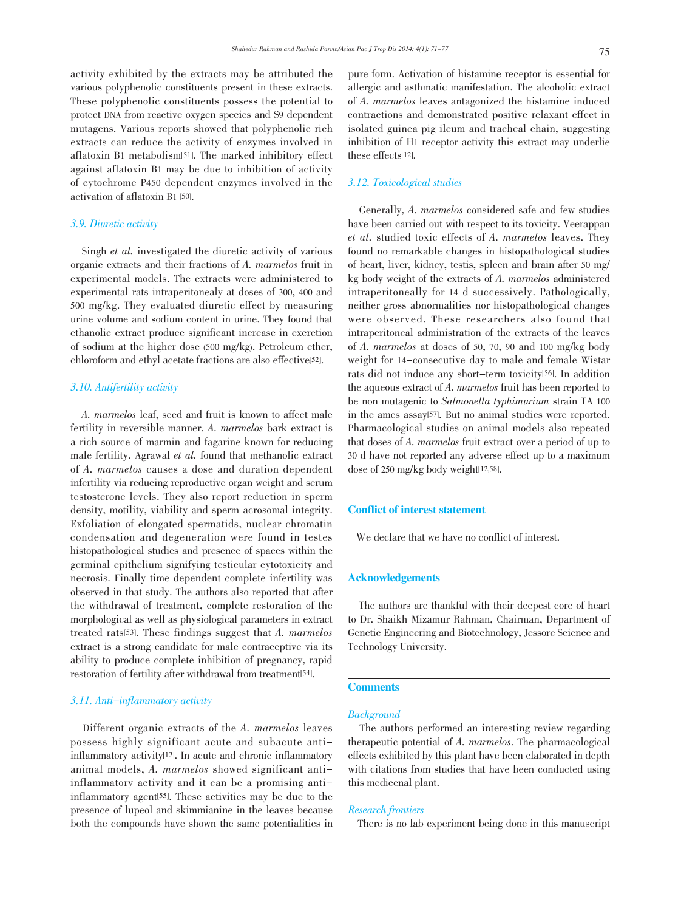activity exhibited by the extracts may be attributed the various polyphenolic constituents present in these extracts. These polyphenolic constituents possess the potential to protect DNA from reactive oxygen species and S9 dependent mutagens. Various reports showed that polyphenolic rich extracts can reduce the activity of enzymes involved in aflatoxin B1 metabolism[51]. The marked inhibitory effect against aflatoxin B1 may be due to inhibition of activity of cytochrome P450 dependent enzymes involved in the activation of aflatoxin B1 [50].

### 3.9. Diuretic activity

Singh *et al.* investigated the diuretic activity of various organic extracts and their fractions of *A. marmelos* fruit in experimental models. The extracts were administered to experimental rats intraperitonealy at doses of 300, 400 and 500 mg/kg. They evaluated diuretic effect by measuring urine volume and sodium content in urine. They found that ethanolic extract produce significant increase in excretion of sodium at the higher dose (500 mg/kg). Petroleum ether, chloroform and ethyl acetate fractions are also effective[52].

### 3.10. Antifertility activity

*A. marmelos* leaf, seed and fruit is known to affect male fertility in reversible manner. *A. marmelos* bark extract is a rich source of marmin and fagarine known for reducing male fertility. Agrawal *et al.* found that methanolic extract of *A. marmelos* causes a dose and duration dependent infertility via reducing reproductive organ weight and serum testosterone levels. They also report reduction in sperm density, motility, viability and sperm acrosomal integrity. Exfoliation of elongated spermatids, nuclear chromatin condensation and degeneration were found in testes histopathological studies and presence of spaces within the germinal epithelium signifying testicular cytotoxicity and necrosis. Finally time dependent complete infertility was observed in that study. The authors also reported that after the withdrawal of treatment, complete restoration of the morphological as well as physiological parameters in extract treated rats[53]. These findings suggest that *A. marmelos* extract is a strong candidate for male contraceptive via its ability to produce complete inhibition of pregnancy, rapid restoration of fertility after withdrawal from treatment[54].

### 3.11. Anti-inflammatory activity

Different organic extracts of the *A. marmelos* leaves possess highly significant acute and subacute anti-inflammatory activity[12]. In acute and chronic inflammatory animal models, *A. marmelos* showed significant anti-inflammatory activity and it can be a promising anti-inflammatory agent[55]. These activities may be due to the presence of lupeol and skimmianine in the leaves because both the compounds have shown the same potentialities in pure form. Activation of histamine receptor is essential for allergic and asthmatic manifestation. The alcoholic extract of *A. marmelos* leaves antagonized the histamine induced contractions and demonstrated positive relaxant effect in isolated guinea pig ileum and tracheal chain, suggesting inhibition of H1 receptor activity this extract may underlie these effects[12].

### 3.12. Toxicological studies

Generally, *A. marmelos* considered safe and few studies have been carried out with respect to its toxicity. Veerappan *et al.* studied toxic effects of *A. marmelos* leaves. They found no remarkable changes in histopathological studies of heart, liver, kidney, testis, spleen and brain after 50 mg/kg body weight of the extracts of *A. marmelos* administered intraperitoneally for 14 d successively. Pathologically, neither gross abnormalities nor histopathological changes were observed. These researchers also found that intraperitoneal administration of the extracts of the leaves of *A. marmelos* at doses of 50, 70, 90 and 100 mg/kg body weight for 14-consecutive day to male and female Wistar rats did not induce any short-term toxicity[56]. In addition the aqueous extract of *A. marmelos* fruit has been reported to be non mutagenic to *Salmonella typhimurium* strain TA 100 in the ames assay[57]. But no animal studies were reported. Pharmacological studies on animal models also repeated that doses of *A. marmelos* fruit extract over a period of up to 30 d have not reported any adverse effect up to a maximum dose of 250 mg/kg body weight[12,58].

## Conflict of interest statement

We declare that we have no conflict of interest.

## Acknowledgements

The authors are thankful with their deepest core of heart to Dr. Shaikh Mizamur Rahman, Chairman, Department of Genetic Engineering and Biotechnology, Jessore Science and Technology University.

## Comments

### Background

The authors performed an interesting review regarding therapeutic potential of *A. marmelos*. The pharmacological effects exhibited by this plant have been elaborated in depth with citations from studies that have been conducted using this medicenal plant.

### Research frontiers

There is no lab experiment being done in this manuscript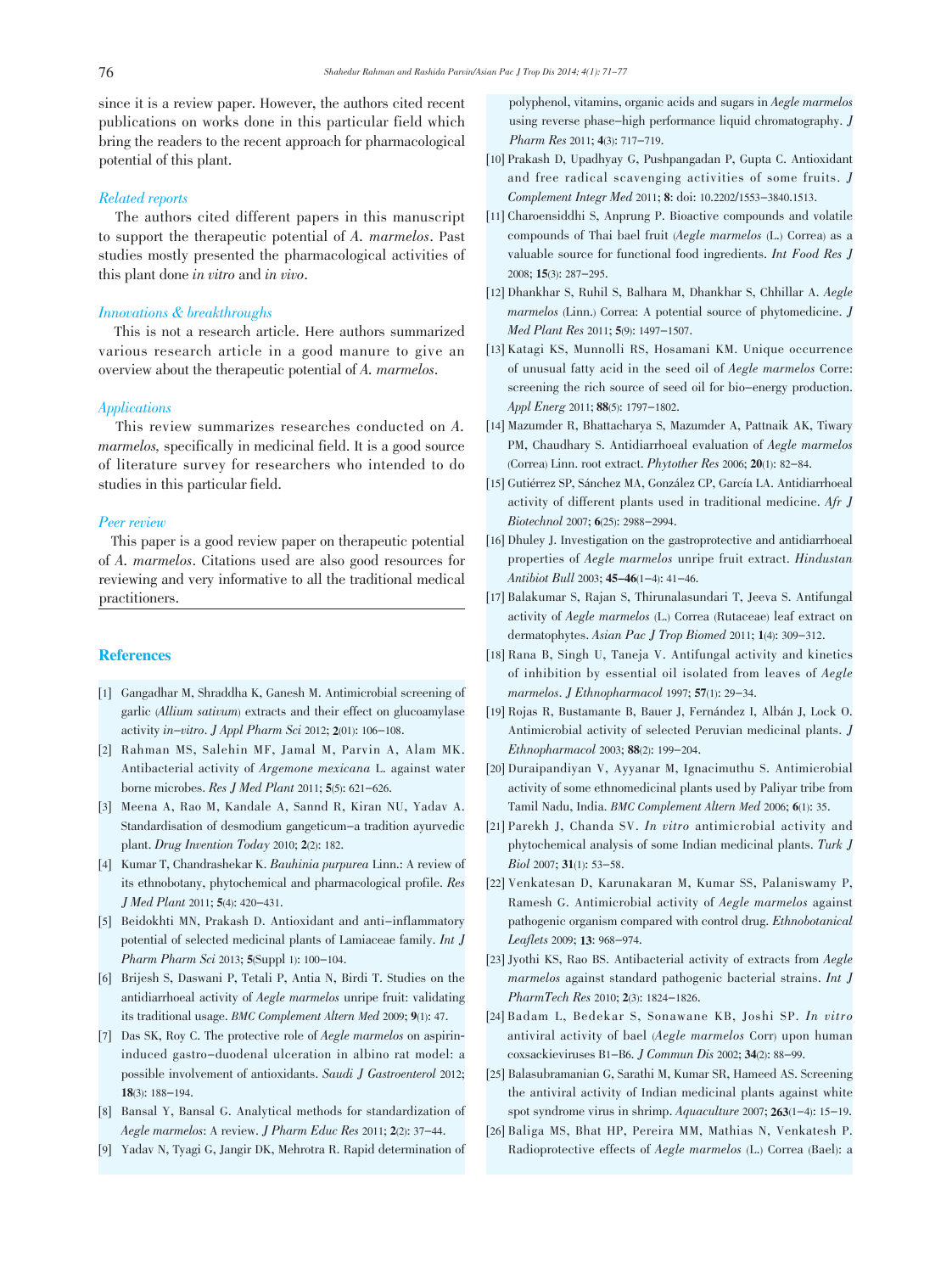since it is a review paper. However, the authors cited recent publications on works done in this particular field which bring the readers to the recent approach for pharmacological potential of this plant.

### *Related reports*

The authors cited different papers in this manuscript to support the therapeutic potential of *A. marmelos*. Past studies mostly presented the pharmacological activities of this plant done *in vitro* and *in vivo*.

### *Innovations & breakthroughs*

This is not a research article. Here authors summarized various research article in a good manure to give an overview about the therapeutic potential of *A. marmelos*.

### *Applications*

This review summarizes researches conducted on *A. marmelos*, specifically in medicinal field. It is a good source of literature survey for researchers who intended to do studies in this particular field.

### *Peer review*

This paper is a good review paper on therapeutic potential of *A. marmelos*. Citations used are also good resources for reviewing and very informative to all the traditional medical practitioners.

## References

[1] Gangadhar M, Shraddha K, Ganesh M. Antimicrobial screening of garlic (*Allium sativum*) extracts and their effect on glucoamylase activity *in–vitro*. *J Appl Pharm Sci* 2012; **2**(01): 106–108.

[2] Rahman MS, Salehin MF, Jamal M, Parvin A, Alam MK. Antibacterial activity of *Argemone mexicana* L. against water borne microbes. *Res J Med Plant* 2011; **5**(5): 621–626.

[3] Meena A, Rao M, Kandale A, Sannd R, Kiran NU, Yadav A. Standardisation of desmodium gangeticum–a tradition ayurvedic plant. *Drug Invention Today* 2010; **2**(2): 182.

[4] Kumar T, Chandrashekar K. *Bauhinia purpurea* Linn.: A review of its ethnobotany, phytochemical and pharmacological profile. *Res J Med Plant* 2011; **5**(4): 420–431.

[5] Beidokhti MN, Prakash D. Antioxidant and anti–inflammatory potential of selected medicinal plants of Lamiaceae family. *Int J Pharm Pharm Sci* 2013; **5**(Suppl 1): 100–104.

[6] Brijesh S, Daswani P, Tetali P, Antia N, Birdi T. Studies on the antidiarrhoeal activity of *Aegle marmelos* unripe fruit: validating its traditional usage. *BMC Complement Altern Med* 2009; **9**(1): 47.

[7] Das SK, Roy C. The protective role of *Aegle marmelos* on aspirin-induced gastro–duodenal ulceration in albino rat model: a possible involvement of antioxidants. *Saudi J Gastroenterol* 2012; **18**(3): 188–194.

[8] Bansal Y, Bansal G. Analytical methods for standardization of *Aegle marmelos*: A review. *J Pharm Educ Res* 2011; **2**(2): 37–44.

[9] Yadav N, Tyagi G, Jangir DK, Mehrotra R. Rapid determination of polyphenol, vitamins, organic acids and sugars in *Aegle marmelos* using reverse phase–high performance liquid chromatography. *J Pharm Res* 2011; **4**(3): 717–719.

[10] Prakash D, Upadhyay G, Pushpangadan P, Gupta C. Antioxidant and free radical scavenging activities of some fruits. *J Complement Integr Med* 2011; **8**: doi: 10.2202/1553–3840.1513.

[11] Charoensiddhi S, Anprung P. Bioactive compounds and volatile compounds of Thai bael fruit (*Aegle marmelos* (L.) Correa) as a valuable source for functional food ingredients. *Int Food Res J* 2008; **15**(3): 287–295.

[12] Dhankhar S, Ruhil S, Balhara M, Dhankhar S, Chhillar A. *Aegle marmelos* (Linn.) Correa: A potential source of phytomedicine. *J Med Plant Res* 2011; **5**(9): 1497–1507.

[13] Katagi KS, Munnolli RS, Hosamani KM. Unique occurrence of unusual fatty acid in the seed oil of *Aegle marmelos* Corre: screening the rich source of seed oil for bio–energy production. *Appl Energ* 2011; **88**(5): 1797–1802.

[14] Mazumder R, Bhattacharya S, Mazumder A, Pattnaik AK, Tiwary PM, Chaudhary S. Antidiarrhoeal evaluation of *Aegle marmelos* (Correa) Linn. root extract. *Phytother Res* 2006; **20**(1): 82–84.

[15] Gutiérrez SP, Sánchez MA, González CP, García LA. Antidiarrhoeal activity of different plants used in traditional medicine. *Afr J Biotechnol* 2007; **6**(25): 2988–2994.

[16] Dhuley J. Investigation on the gastroprotective and antidiarrhoeal properties of *Aegle marmelos* unripe fruit extract. *Hindustan Antibiot Bull* 2003; **45–46**(1–4): 41–46.

[17] Balakumar S, Rajan S, Thirunalasundari T, Jeeva S. Antifungal activity of *Aegle marmelos* (L.) Correa (Rutaceae) leaf extract on dermatophytes. *Asian Pac J Trop Biomed* 2011; **1**(4): 309–312.

[18] Rana B, Singh U, Taneja V. Antifungal activity and kinetics of inhibition by essential oil isolated from leaves of *Aegle marmelos*. *J Ethnopharmacol* 1997; **57**(1): 29–34.

[19] Rojas R, Bustamante B, Bauer J, Fernández I, Albán J, Lock O. Antimicrobial activity of selected Peruvian medicinal plants. *J Ethnopharmacol* 2003; **88**(2): 199–204.

[20] Duraipandiyan V, Ayyanar M, Ignacimuthu S. Antimicrobial activity of some ethnomedicinal plants used by Paliyar tribe from Tamil Nadu, India. *BMC Complement Altern Med* 2006; **6**(1): 35.

[21] Parekh J, Chanda SV. *In vitro* antimicrobial activity and phytochemical analysis of some Indian medicinal plants. *Turk J Biol* 2007; **31**(1): 53–58.

[22] Venkatesan D, Karunakaran M, Kumar SS, Palaniswamy P, Ramesh G. Antimicrobial activity of *Aegle marmelos* against pathogenic organism compared with control drug. *Ethnobotanical Leaflets* 2009; **13**: 968–974.

[23] Jyothi KS, Rao BS. Antibacterial activity of extracts from *Aegle marmelos* against standard pathogenic bacterial strains. *Int J PharmTech Res* 2010; **2**(3): 1824–1826.

[24] Badam L, Bedekar S, Sonawane KB, Joshi SP. *In vitro* antiviral activity of bael (*Aegle marmelos* Corr) upon human coxsackieviruses B1–B6. *J Commun Dis* 2002; **34**(2): 88–99.

[25] Balasubramanian G, Sarathi M, Kumar SR, Hameed AS. Screening the antiviral activity of Indian medicinal plants against white spot syndrome virus in shrimp. *Aquaculture* 2007; **263**(1–4): 15–19.

[26] Baliga MS, Bhat HP, Pereira MM, Mathias N, Venkatesh P. Radioprotective effects of *Aegle marmelos* (L.) Correa (Bael): a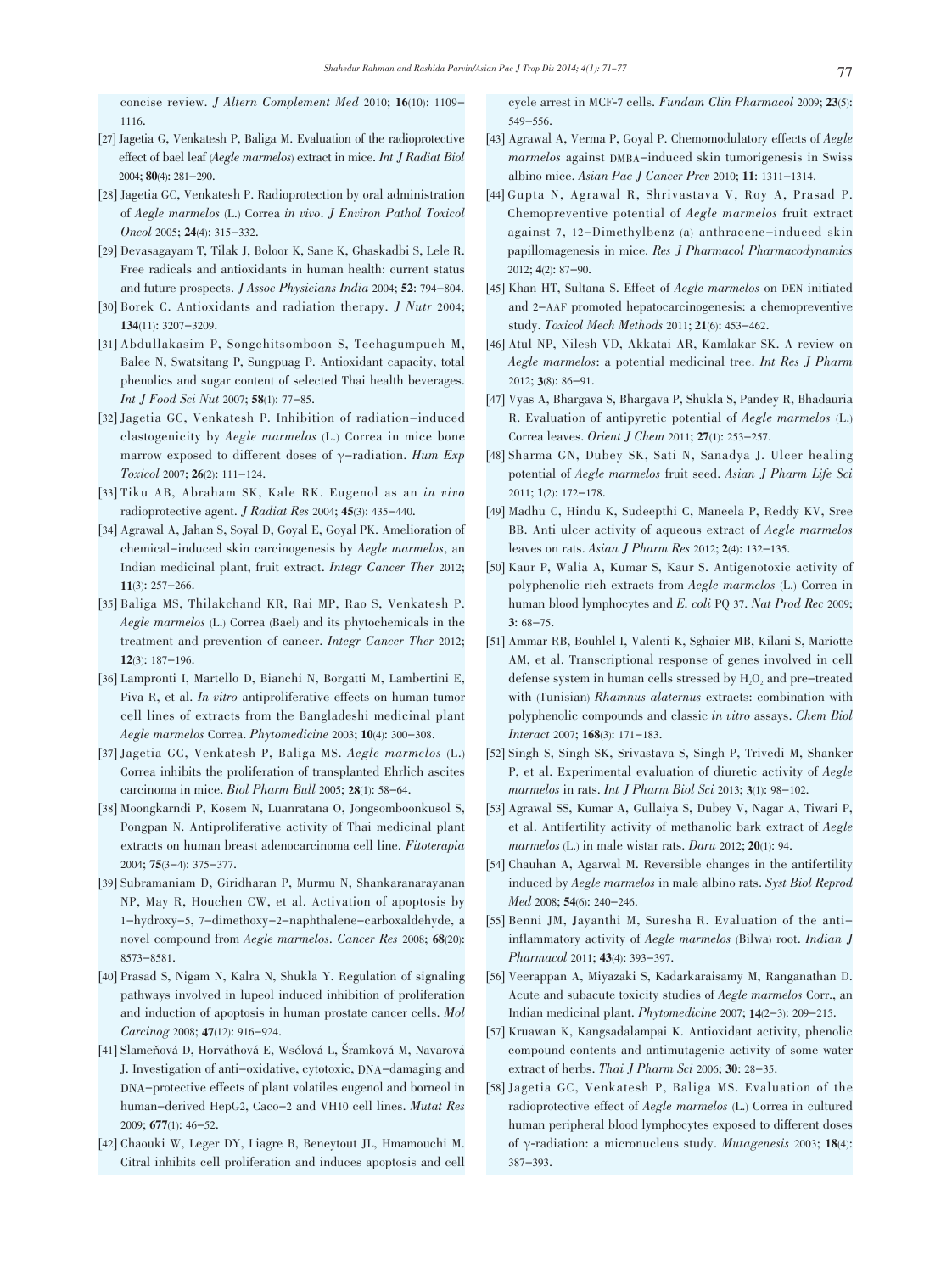concise review. *J Altern Complement Med* 2010; **16**(10): 1109–1116.

[27] Jagetia G, Venkatesh P, Baliga M. Evaluation of the radioprotective effect of bael leaf (*Aegle marmelos*) extract in mice. *Int J Radiat Biol* 2004; **80**(4): 281–290.

[28] Jagetia GC, Venkatesh P. Radioprotection by oral administration of *Aegle marmelos* (L.) Correa *in vivo*. *J Environ Pathol Toxicol Oncol* 2005; **24**(4): 315–332.

[29] Devasagayam T, Tilak J, Boloor K, Sane K, Ghaskadbi S, Lele R. Free radicals and antioxidants in human health: current status and future prospects. *J Assoc Physicians India* 2004; **52**: 794–804.

[30] Borek C. Antioxidants and radiation therapy. *J Nutr* 2004; **134**(11): 3207–3209.

[31] Abdullakasim P, Songchitsomboon S, Techagumpuch M, Balee N, Swatsitang P, Sungpuag P. Antioxidant capacity, total phenolics and sugar content of selected Thai health beverages. *Int J Food Sci Nut* 2007; **58**(1): 77–85.

[32] Jagetia GC, Venkatesh P. Inhibition of radiation-induced clastogenicity by *Aegle marmelos* (L.) Correa in mice bone marrow exposed to different doses of $\gamma$-radiation. *Hum Exp Toxicol* 2007; **26**(2): 111–124.

[33] Tiku AB, Abraham SK, Kale RK. Eugenol as an *in vivo* radioprotective agent. *J Radiat Res* 2004; **45**(3): 435–440.

[34] Agrawal A, Jahan S, Soyal D, Goyal E, Goyal PK. Amelioration of chemical-induced skin carcinogenesis by *Aegle marmelos*, an Indian medicinal plant, fruit extract. *Integr Cancer Ther* 2012; **11**(3): 257–266.

[35] Baliga MS, Thilakchand KR, Rai MP, Rao S, Venkatesh P. *Aegle marmelos* (L.) Correa (Bael) and its phytochemicals in the treatment and prevention of cancer. *Integr Cancer Ther* 2012; **12**(3): 187–196.

[36] Lampronti I, Martello D, Bianchi N, Borgatti M, Lambertini E, Piva R, et al. *In vitro* antiproliferative effects on human tumor cell lines of extracts from the Bangladeshi medicinal plant *Aegle marmelos* Correa. *Phytomedicine* 2003; **10**(4): 300–308.

[37] Jagetia GC, Venkatesh P, Baliga MS. *Aegle marmelos* (L.) Correa inhibits the proliferation of transplanted Ehrlich ascites carcinoma in mice. *Biol Pharm Bull* 2005; **28**(1): 58–64.

[38] Moongkarndi P, Kosem N, Luanratana O, Jongsomboonkusol S, Pongpan N. Antiproliferative activity of Thai medicinal plant extracts on human breast adenocarcinoma cell line. *Fitoterapia* 2004; **75**(3–4): 375–377.

[39] Subramaniam D, Giridharan P, Murmu N, Shankaranarayanan NP, May R, Houchen CW, et al. Activation of apoptosis by 1-hydroxy-5, 7-dimethoxy-2-naphthalene-carboxaldehyde, a novel compound from *Aegle marmelos*. *Cancer Res* 2008; **68**(20): 8573–8581.

[40] Prasad S, Nigam N, Kalra N, Shukla Y. Regulation of signaling pathways involved in lupeol induced inhibition of proliferation and induction of apoptosis in human prostate cancer cells. *Mol Carcinog* 2008; **47**(12): 916–924.

[41] Slameňová D, Horváthová E, Wsólová L, Šramková M, Navarová J. Investigation of anti-oxidative, cytotoxic, DNA-damaging and DNA-protective effects of plant volatiles eugenol and borneol in human-derived HepG2, Caco-2 and VH10 cell lines. *Mutat Res* 2009; **677**(1): 46–52.

[42] Chaouki W, Leger DY, Liagre B, Beneytout JL, Hmamouchi M. Citral inhibits cell proliferation and induces apoptosis and cell cycle arrest in MCF-7 cells. *Fundam Clin Pharmacol* 2009; **23**(5): 549–556.

[43] Agrawal A, Verma P, Goyal P. Chemomodulatory effects of *Aegle marmelos* against DMBA-induced skin tumorigenesis in Swiss albino mice. *Asian Pac J Cancer Prev* 2010; **11**: 1311–1314.

[44] Gupta N, Agrawal R, Shrivastava V, Roy A, Prasad P. Chemopreventive potential of *Aegle marmelos* fruit extract against 7, 12-Dimethylbenz (a) anthracene-induced skin papillomagenesis in mice. *Res J Pharmacol Pharmacodynamics* 2012; **4**(2): 87–90.

[45] Khan HT, Sultana S. Effect of *Aegle marmelos* on DEN initiated and 2-AAF promoted hepatocarcinogenesis: a chemopreventive study. *Toxicol Mech Methods* 2011; **21**(6): 453–462.

[46] Atul NP, Nilesh VD, Akkatai AR, Kamlakar SK. A review on *Aegle marmelos*: a potential medicinal tree. *Int Res J Pharm* 2012; **3**(8): 86–91.

[47] Vyas A, Bhargava S, Bhargava P, Shukla S, Pandey R, Bhadauria R. Evaluation of antipyretic potential of *Aegle marmelos* (L.) Correa leaves. *Orient J Chem* 2011; **27**(1): 253–257.

[48] Sharma GN, Dubey SK, Sati N, Sanadya J. Ulcer healing potential of *Aegle marmelos* fruit seed. *Asian J Pharm Life Sci* 2011; **1**(2): 172–178.

[49] Madhu C, Hindu K, Sudeepthi C, Maneela P, Reddy KV, Sree BB. Anti ulcer activity of aqueous extract of *Aegle marmelos* leaves on rats. *Asian J Pharm Res* 2012; **2**(4): 132–135.

[50] Kaur P, Walia A, Kumar S, Kaur S. Antigenotoxic activity of polyphenolic rich extracts from *Aegle marmelos* (L.) Correa in human blood lymphocytes and *E. coli* PQ 37. *Nat Prod Rec* 2009; **3**: 68–75.

[51] Ammar RB, Bouhlel I, Valenti K, Sghaier MB, Kilani S, Mariotte AM, et al. Transcriptional response of genes involved in cell defense system in human cells stressed by $H_2O_2$ and pre-treated with (Tunisian) *Rhamnus alaternus* extracts: combination with polyphenolic compounds and classic *in vitro* assays. *Chem Biol Interact* 2007; **168**(3): 171–183.

[52] Singh S, Singh SK, Srivastava S, Singh P, Trivedi M, Shanker P, et al. Experimental evaluation of diuretic activity of *Aegle marmelos* in rats. *Int J Pharm Biol Sci* 2013; **3**(1): 98–102.

[53] Agrawal SS, Kumar A, Gullaiya S, Dubey V, Nagar A, Tiwari P, et al. Antifertility activity of methanolic bark extract of *Aegle marmelos* (L.) in male wistar rats. *Daru* 2012; **20**(1): 94.

[54] Chauhan A, Agarwal M. Reversible changes in the antifertility induced by *Aegle marmelos* in male albino rats. *Syst Biol Reprod Med* 2008; **54**(6): 240–246.

[55] Benni JM, Jayanthi M, Suresha R. Evaluation of the anti-inflammatory activity of *Aegle marmelos* (Bilwa) root. *Indian J Pharmacol* 2011; **43**(4): 393–397.

[56] Veerappan A, Miyazaki S, Kadarkaraisamy M, Ranganathan D. Acute and subacute toxicity studies of *Aegle marmelos* Corr., an Indian medicinal plant. *Phytomedicine* 2007; **14**(2–3): 209–215.

[57] Kruawan K, Kangsadalampai K. Antioxidant activity, phenolic compound contents and antimutagenic activity of some water extract of herbs. *Thai J Pharm Sci* 2006; **30**: 28–35.

[58] Jagetia GC, Venkatesh P, Baliga MS. Evaluation of the radioprotective effect of *Aegle marmelos* (L.) Correa in cultured human peripheral blood lymphocytes exposed to different doses of $\gamma$-radiation: a micronucleus study. *Mutagenesis* 2003; **18**(4): 387–393.